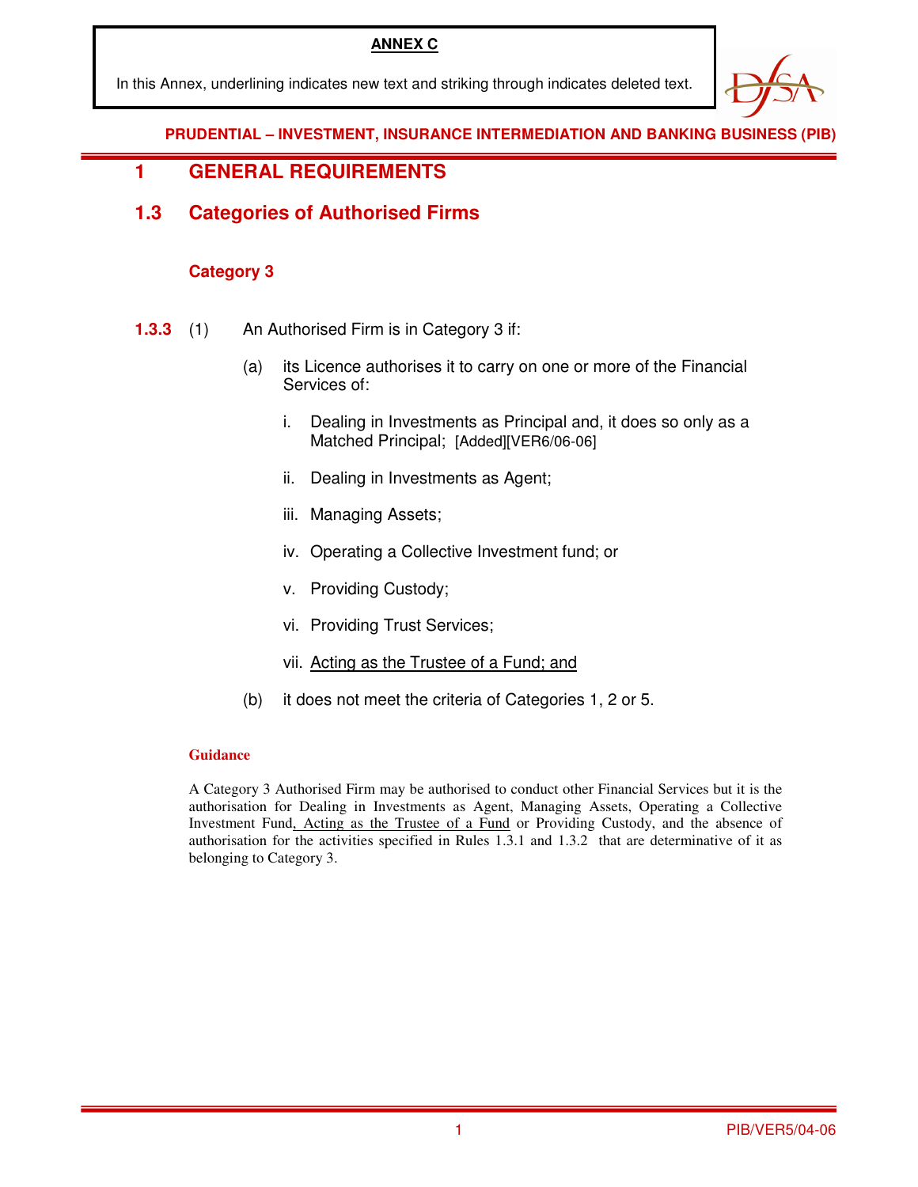**ANNEX C**

In this Annex, underlining indicates new text and striking through indicates deleted text.

**PRUDENTIAL – INVESTMENT, INSURANCE INTERMEDIATION AND BANKING BUSINESS (PIB)**

# 1 GENERAL REQUIREMENTS

## 1.3 Categories of Authorised Firms

### Category 3

**1.3.3** (1) An Authorised Firm is in Category 3 if:

(a) its Licence authorises it to carry on one or more of the Financial Services of:

i. Dealing in Investments as Principal and, it does so only as a Matched Principal; [Added][VER6/06-06]

ii. Dealing in Investments as Agent;

iii. Managing Assets;

iv. Operating a Collective Investment fund; or

v. Providing Custody;

vi. Providing Trust Services;

vii. <u>Acting as the Trustee of a Fund; and</u>

(b) it does not meet the criteria of Categories 1, 2 or 5.

**Guidance**

A Category 3 Authorised Firm may be authorised to conduct other Financial Services but it is the authorisation for Dealing in Investments as Agent, Managing Assets, Operating a Collective Investment Fund<u>, Acting as the Trustee of a Fund</u> or Providing Custody, and the absence of authorisation for the activities specified in Rules 1.3.1 and 1.3.2 that are determinative of it as belonging to Category 3.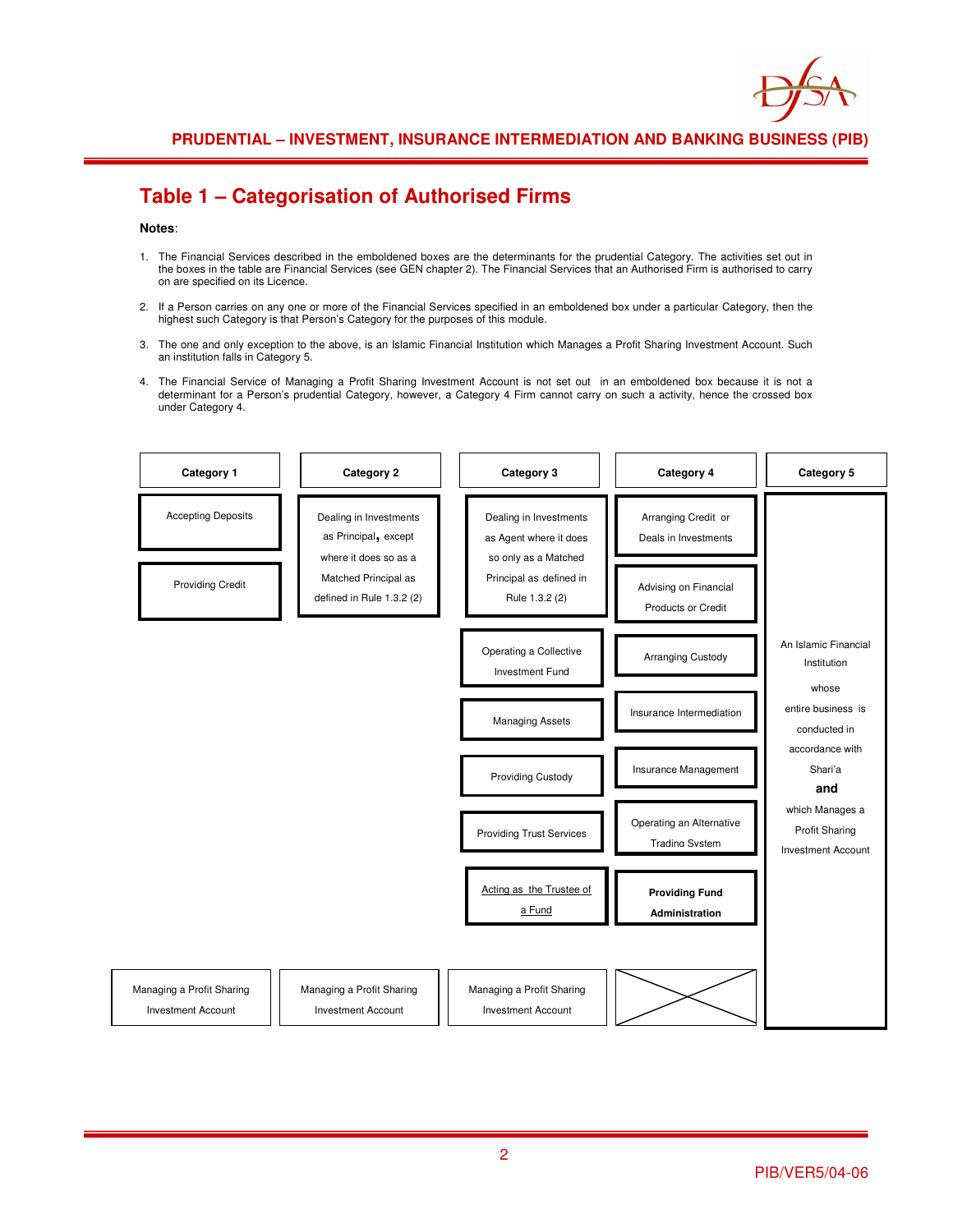## Table 1 – Categorisation of Authorised Firms

**Notes**:

1. The Financial Services described in the emboldened boxes are the determinants for the prudential Category. The activities set out in the boxes in the table are Financial Services (see GEN chapter 2). The Financial Services that an Authorised Firm is authorised to carry on are specified on its Licence.
2. If a Person carries on any one or more of the Financial Services specified in an emboldened box under a particular Category, then the highest such Category is that Person's Category for the purposes of this module.
3. The one and only exception to the above, is an Islamic Financial Institution which Manages a Profit Sharing Investment Account. Such an institution falls in Category 5.
4. The Financial Service of Managing a Profit Sharing Investment Account is not set out in an emboldened box because it is not a determinant for a Person's prudential Category, however, a Category 4 Firm cannot carry on such a activity, hence the crossed box under Category 4.

| Category 1 | Category 2 | Category 3 | Category 4 | Category 5 |
|---|---|---|---|---|
| Accepting Deposits | Dealing in Investments as Principal, except where it does so as a Matched Principal as defined in Rule 1.3.2 (2) | Dealing in Investments as Agent where it does so only as a Matched Principal as defined in Rule 1.3.2 (2) | Arranging Credit or Deals in Investments | An Islamic Financial Institution whose entire business is conducted in accordance with Shari'a **and** which Manages a Profit Sharing Investment Account |
| Providing Credit | | | Advising on Financial Products or Credit | |
| | | Operating a Collective Investment Fund | Arranging Custody | |
| | | Managing Assets | Insurance Intermediation | |
| | | Providing Custody | Insurance Management | |
| | | Providing Trust Services | Operating an Alternative Trading System | |
| | | Acting as the Trustee of a Fund | **Providing Fund Administration** | |
| Managing a Profit Sharing Investment Account | Managing a Profit Sharing Investment Account | Managing a Profit Sharing Investment Account | X | |